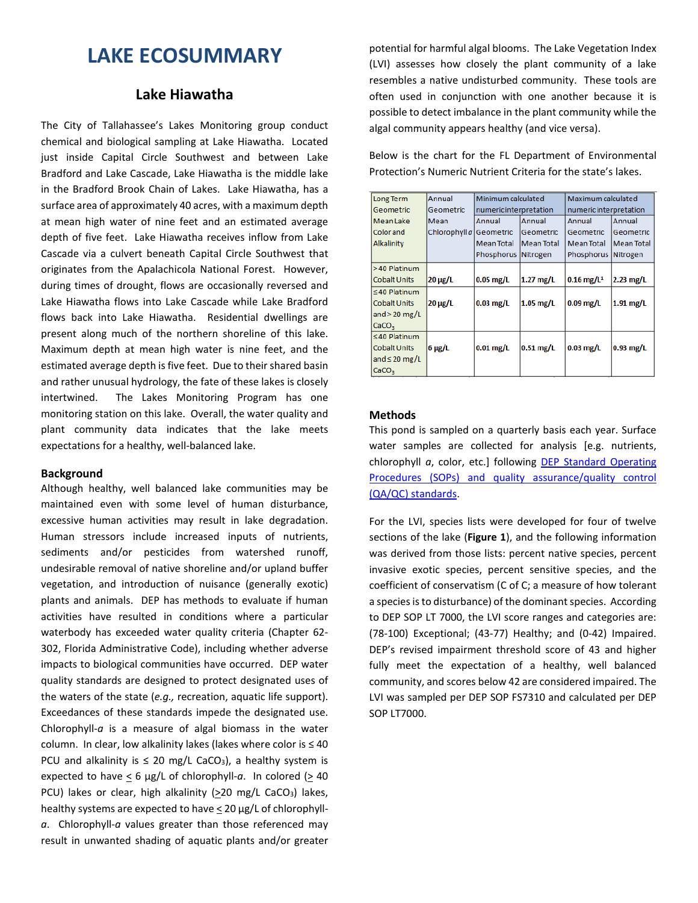# LAKE ECOSUMMARY

## Lake Hiawatha

The City of Tallahassee's Lakes Monitoring group conduct chemical and biological sampling at Lake Hiawatha. Located just inside Capital Circle Southwest and between Lake Bradford and Lake Cascade, Lake Hiawatha is the middle lake in the Bradford Brook Chain of Lakes. Lake Hiawatha, has a surface area of approximately 40 acres, with a maximum depth at mean high water of nine feet and an estimated average depth of five feet. Lake Hiawatha receives inflow from Lake Cascade via a culvert beneath Capital Circle Southwest that originates from the Apalachicola National Forest. However, during times of drought, flows are occasionally reversed and Lake Hiawatha flows into Lake Cascade while Lake Bradford flows back into Lake Hiawatha. Residential dwellings are present along much of the northern shoreline of this lake. Maximum depth at mean high water is nine feet, and the estimated average depth is five feet. Due to their shared basin and rather unusual hydrology, the fate of these lakes is closely intertwined. The Lakes Monitoring Program has one monitoring station on this lake. Overall, the water quality and plant community data indicates that the lake meets expectations for a healthy, well-balanced lake.

### Background

Although healthy, well balanced lake communities may be maintained even with some level of human disturbance, excessive human activities may result in lake degradation. Human stressors include increased inputs of nutrients, sediments and/or pesticides from watershed runoff, undesirable removal of native shoreline and/or upland buffer vegetation, and introduction of nuisance (generally exotic) plants and animals. DEP has methods to evaluate if human activities have resulted in conditions where a particular waterbody has exceeded water quality criteria (Chapter 62-302, Florida Administrative Code), including whether adverse impacts to biological communities have occurred. DEP water quality standards are designed to protect designated uses of the waters of the state (*e.g.,* recreation, aquatic life support). Exceedances of these standards impede the designated use. Chlorophyll-*a* is a measure of algal biomass in the water column. In clear, low alkalinity lakes (lakes where color is ≤ 40 PCU and alkalinity is ≤ 20 mg/L $CaCO_3$), a healthy system is expected to have < 6 µg/L of chlorophyll-*a*. In colored (> 40 PCU) lakes or clear, high alkalinity (>20 mg/L $CaCO_3$) lakes, healthy systems are expected to have < 20 µg/L of chlorophyll-*a*. Chlorophyll-*a* values greater than those referenced may result in unwanted shading of aquatic plants and/or greater potential for harmful algal blooms. The Lake Vegetation Index (LVI) assesses how closely the plant community of a lake resembles a native undisturbed community. These tools are often used in conjunction with one another because it is possible to detect imbalance in the plant community while the algal community appears healthy (and vice versa).

Below is the chart for the FL Department of Environmental Protection's Numeric Nutrient Criteria for the state's lakes.

| Long Term Geometric Mean Lake Color and Alkalinity | Annual Geometric Mean Chlorophyll *a* | Minimum calculated numeric interpretation | | Maximum calculated numeric interpretation | |
|---|---|---|---|---|---|
| | | Annual Geometric Mean Total Phosphorus | Annual Geometric Mean Total Nitrogen | Annual Geometric Mean Total Phosphorus | Annual Geometric Mean Total Nitrogen |
| >40 Platinum Cobalt Units | **20 µg/L** | **0.05 mg/L** | **1.27 mg/L** | **0.16 mg/L[1]** | **2.23 mg/L** |
| ≤40 Platinum Cobalt Units and > 20 mg/L $CaCO_3$ | **20 µg/L** | **0.03 mg/L** | **1.05 mg/L** | **0.09 mg/L** | **1.91 mg/L** |
| ≤40 Platinum Cobalt Units and ≤ 20 mg/L $CaCO_3$ | **6 µg/L** | **0.01 mg/L** | **0.51 mg/L** | **0.03 mg/L** | **0.93 mg/L** |

### Methods

This pond is sampled on a quarterly basis each year. Surface water samples are collected for analysis [e.g. nutrients, chlorophyll *a*, color, etc.] following DEP Standard Operating Procedures (SOPs) and quality assurance/quality control (QA/QC) standards.

For the LVI, species lists were developed for four of twelve sections of the lake (**Figure 1**), and the following information was derived from those lists: percent native species, percent invasive exotic species, percent sensitive species, and the coefficient of conservatism (C of C; a measure of how tolerant a species is to disturbance) of the dominant species. According to DEP SOP LT 7000, the LVI score ranges and categories are: (78-100) Exceptional; (43-77) Healthy; and (0-42) Impaired. DEP's revised impairment threshold score of 43 and higher fully meet the expectation of a healthy, well balanced community, and scores below 42 are considered impaired. The LVI was sampled per DEP SOP FS7310 and calculated per DEP SOP LT7000.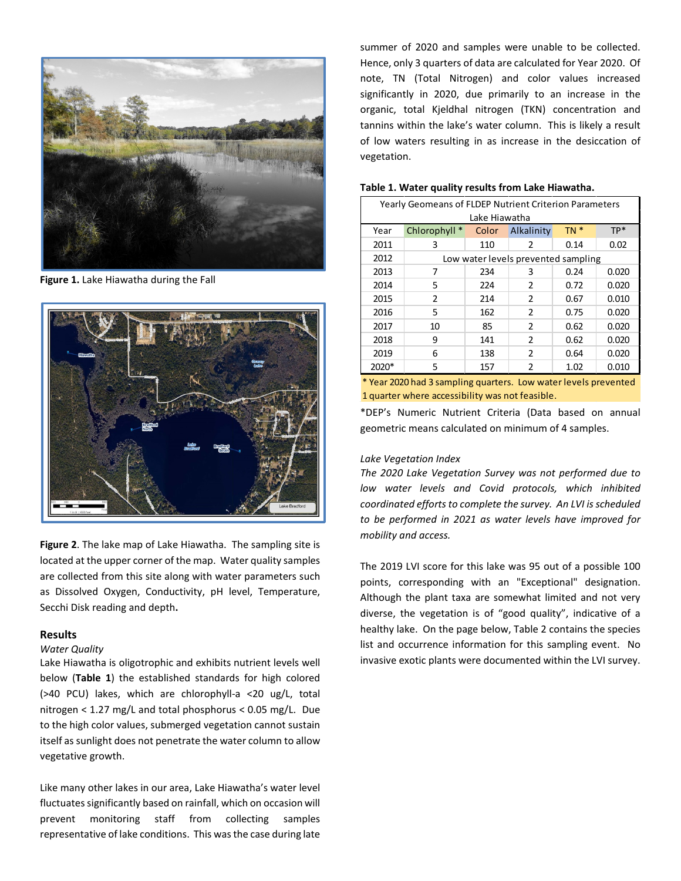**Figure 1.** Lake Hiawatha during the Fall

**Figure 2**. The lake map of Lake Hiawatha. The sampling site is located at the upper corner of the map. Water quality samples are collected from this site along with water parameters such as Dissolved Oxygen, Conductivity, pH level, Temperature, Secchi Disk reading and depth**.**

## Results

*Water Quality*

Lake Hiawatha is oligotrophic and exhibits nutrient levels well below (**Table 1**) the established standards for high colored (>40 PCU) lakes, which are chlorophyll-a <20 ug/L, total nitrogen < 1.27 mg/L and total phosphorus < 0.05 mg/L. Due to the high color values, submerged vegetation cannot sustain itself as sunlight does not penetrate the water column to allow vegetative growth.

Like many other lakes in our area, Lake Hiawatha's water level fluctuates significantly based on rainfall, which on occasion will prevent monitoring staff from collecting samples representative of lake conditions. This was the case during late summer of 2020 and samples were unable to be collected. Hence, only 3 quarters of data are calculated for Year 2020. Of note, TN (Total Nitrogen) and color values increased significantly in 2020, due primarily to an increase in the organic, total Kjeldhal nitrogen (TKN) concentration and tannins within the lake's water column. This is likely a result of low waters resulting in as increase in the desiccation of vegetation.

**Table 1. Water quality results from Lake Hiawatha.**

| Yearly Geomeans of FLDEP Nutrient Criterion Parameters Lake Hiawatha | | | | | |
|---|---|---|---|---|---|
| Year | Chlorophyll * | Color | Alkalinity | TN * | TP* |
| 2011 | 3 | 110 | 2 | 0.14 | 0.02 |
| 2012 | Low water levels prevented sampling | | | | |
| 2013 | 7 | 234 | 3 | 0.24 | 0.020 |
| 2014 | 5 | 224 | 2 | 0.72 | 0.020 |
| 2015 | 2 | 214 | 2 | 0.67 | 0.010 |
| 2016 | 5 | 162 | 2 | 0.75 | 0.020 |
| 2017 | 10 | 85 | 2 | 0.62 | 0.020 |
| 2018 | 9 | 141 | 2 | 0.62 | 0.020 |
| 2019 | 6 | 138 | 2 | 0.64 | 0.020 |
| 2020* | 5 | 157 | 2 | 1.02 | 0.010 |

\* Year 2020 had 3 sampling quarters. Low water levels prevented 1 quarter where accessibility was not feasible.

*DEP's Numeric Nutrient Criteria (Data based on annual geometric means calculated on minimum of 4 samples.

*Lake Vegetation Index*

*The 2020 Lake Vegetation Survey was not performed due to low water levels and Covid protocols, which inhibited coordinated efforts to complete the survey. An LVI is scheduled to be performed in 2021 as water levels have improved for mobility and access.*

The 2019 LVI score for this lake was 95 out of a possible 100 points, corresponding with an "Exceptional" designation. Although the plant taxa are somewhat limited and not very diverse, the vegetation is of "good quality", indicative of a healthy lake. On the page below, Table 2 contains the species list and occurrence information for this sampling event. No invasive exotic plants were documented within the LVI survey.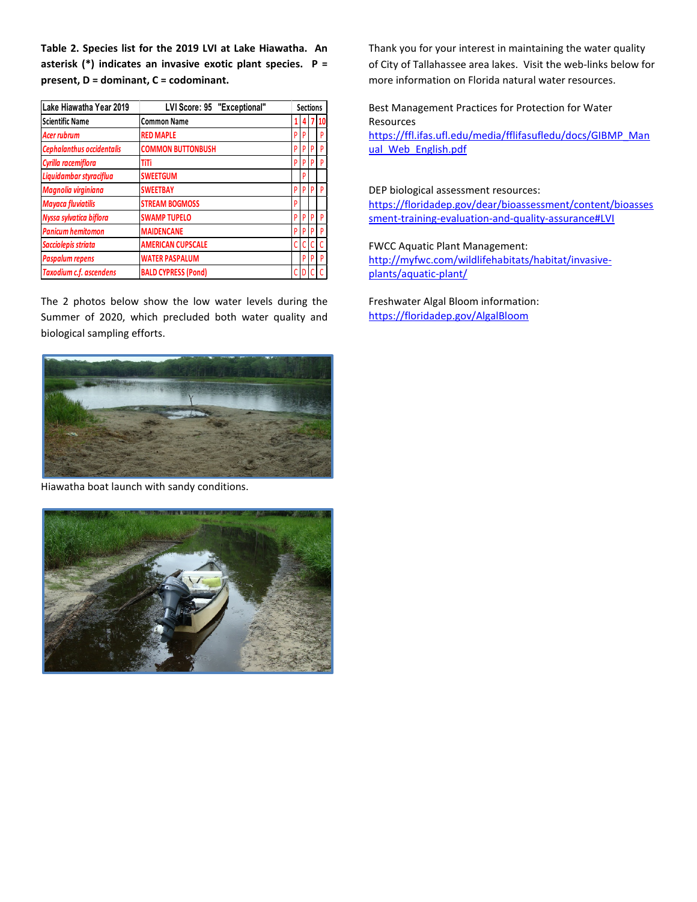**Table 2. Species list for the 2019 LVI at Lake Hiawatha. An asterisk (*) indicates an invasive exotic plant species. P = present, D = dominant, C = codominant.**

| Lake Hiawatha Year 2019 | LVI Score: 95 "Exceptional" | Sections | | | |
|---|---|---|---|---|---|
| Scientific Name | Common Name | 1 | 4 | 7 | 10 |
| *Acer rubrum* | RED MAPLE | P | P | | P |
| *Cephalanthus occidentalis* | COMMON BUTTONBUSH | P | P | P | P |
| *Cyrilla racemiflora* | TiTi | P | P | P | P |
| *Liquidambar styraciflua* | SWEETGUM | | P | | |
| *Magnolia virginiana* | SWEETBAY | P | P | P | P |
| *Mayaca fluviatilis* | STREAM BOGMOSS | P | | | |
| *Nyssa sylvatica biflora* | SWAMP TUPELO | P | P | P | P |
| *Panicum hemitomon* | MAIDENCANE | P | P | P | P |
| *Sacciolepis striata* | AMERICAN CUPSCALE | C | C | C | C |
| *Paspalum repens* | WATER PASPALUM | | P | P | P |
| *Taxodium c.f. ascendens* | BALD CYPRESS (Pond) | C | D | C | C |

The 2 photos below show the low water levels during the Summer of 2020, which precluded both water quality and biological sampling efforts.

Hiawatha boat launch with sandy conditions.

Thank you for your interest in maintaining the water quality of City of Tallahassee area lakes. Visit the web-links below for more information on Florida natural water resources.

Best Management Practices for Protection for Water Resources
https://ffl.ifas.ufl.edu/media/fflifasufledu/docs/GIBMP_Manual_Web_English.pdf

DEP biological assessment resources:
https://floridadep.gov/dear/bioassessment/content/bioassessment-training-evaluation-and-quality-assurance#LVI

FWCC Aquatic Plant Management:
http://myfwc.com/wildlifehabitats/habitat/invasive-plants/aquatic-plant/

Freshwater Algal Bloom information:
https://floridadep.gov/AlgalBloom